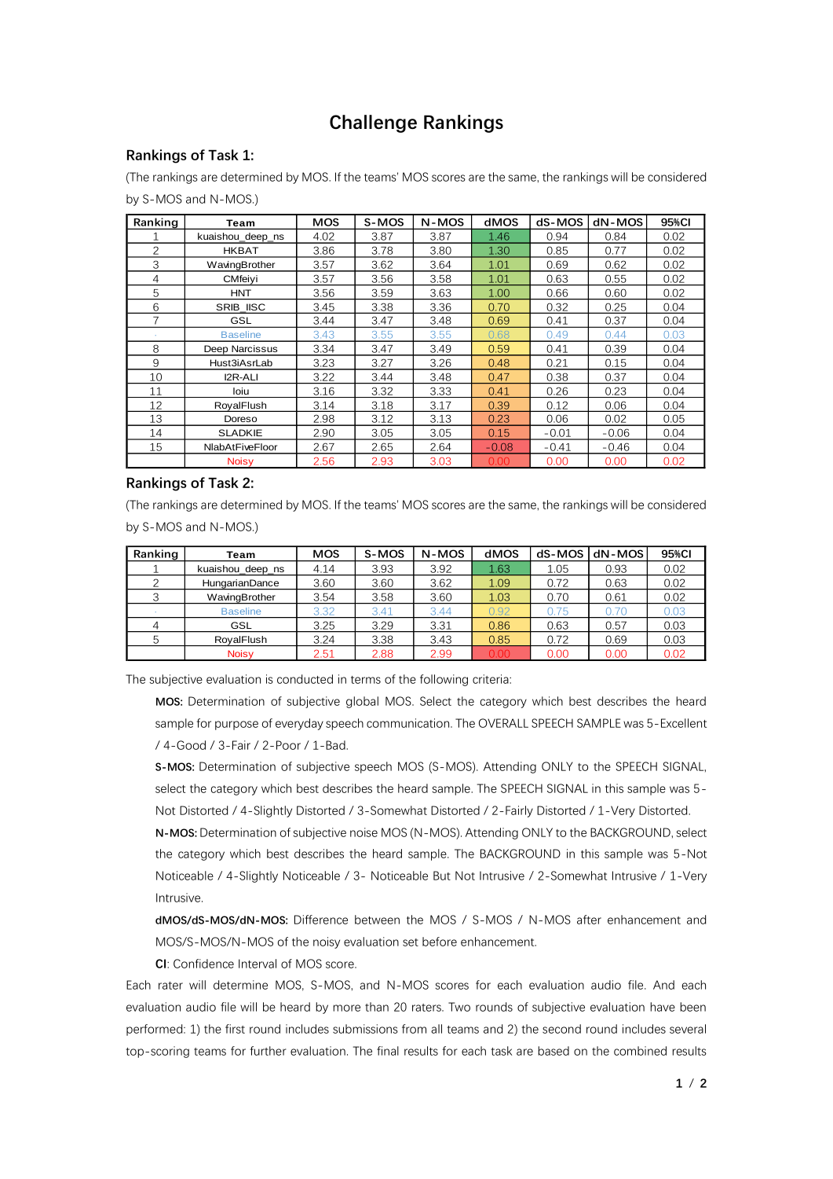# Challenge Rankings

## Rankings of Task 1:

(The rankings are determined by MOS. If the teams' MOS scores are the same, the rankings will be considered by S-MOS and N-MOS.)

| Ranking | Team | MOS | S-MOS | N-MOS | dMOS | dS-MOS | dN-MOS | 95%CI |
|---|---|---|---|---|---|---|---|---|
| 1 | kuaishou_deep_ns | 4.02 | 3.87 | 3.87 | 1.46 | 0.94 | 0.84 | 0.02 |
| 2 | HKBAT | 3.86 | 3.78 | 3.80 | 1.30 | 0.85 | 0.77 | 0.02 |
| 3 | WavingBrother | 3.57 | 3.62 | 3.64 | 1.01 | 0.69 | 0.62 | 0.02 |
| 4 | CMfeiyi | 3.57 | 3.56 | 3.58 | 1.01 | 0.63 | 0.55 | 0.02 |
| 5 | HNT | 3.56 | 3.59 | 3.63 | 1.00 | 0.66 | 0.60 | 0.02 |
| 6 | SRIB_IISC | 3.45 | 3.38 | 3.36 | 0.70 | 0.32 | 0.25 | 0.04 |
| 7 | GSL | 3.44 | 3.47 | 3.48 | 0.69 | 0.41 | 0.37 | 0.04 |
| - | Baseline | 3.43 | 3.55 | 3.55 | 0.68 | 0.49 | 0.44 | 0.03 |
| 8 | Deep Narcissus | 3.34 | 3.47 | 3.49 | 0.59 | 0.41 | 0.39 | 0.04 |
| 9 | Hust3iAsrLab | 3.23 | 3.27 | 3.26 | 0.48 | 0.21 | 0.15 | 0.04 |
| 10 | I2R-ALI | 3.22 | 3.44 | 3.48 | 0.47 | 0.38 | 0.37 | 0.04 |
| 11 | loiu | 3.16 | 3.32 | 3.33 | 0.41 | 0.26 | 0.23 | 0.04 |
| 12 | RoyalFlush | 3.14 | 3.18 | 3.17 | 0.39 | 0.12 | 0.06 | 0.04 |
| 13 | Doreso | 2.98 | 3.12 | 3.13 | 0.23 | 0.06 | 0.02 | 0.05 |
| 14 | SLADKIE | 2.90 | 3.05 | 3.05 | 0.15 | -0.01 | -0.06 | 0.04 |
| 15 | NlabAtFiveFloor | 2.67 | 2.65 | 2.64 | -0.08 | -0.41 | -0.46 | 0.04 |
| | Noisy | 2.56 | 2.93 | 3.03 | 0.00 | 0.00 | 0.00 | 0.02 |

## Rankings of Task 2:

(The rankings are determined by MOS. If the teams' MOS scores are the same, the rankings will be considered by S-MOS and N-MOS.)

| Ranking | Team | MOS | S-MOS | N-MOS | dMOS | dS-MOS | dN-MOS | 95%CI |
|---|---|---|---|---|---|---|---|---|
| 1 | kuaishou_deep_ns | 4.14 | 3.93 | 3.92 | 1.63 | 1.05 | 0.93 | 0.02 |
| 2 | HungarianDance | 3.60 | 3.60 | 3.62 | 1.09 | 0.72 | 0.63 | 0.02 |
| 3 | WavingBrother | 3.54 | 3.58 | 3.60 | 1.03 | 0.70 | 0.61 | 0.02 |
| - | Baseline | 3.32 | 3.41 | 3.44 | 0.92 | 0.75 | 0.70 | 0.03 |
| 4 | GSL | 3.25 | 3.29 | 3.31 | 0.86 | 0.63 | 0.57 | 0.03 |
| 5 | RoyalFlush | 3.24 | 3.38 | 3.43 | 0.85 | 0.72 | 0.69 | 0.03 |
| | Noisy | 2.51 | 2.88 | 2.99 | 0.00 | 0.00 | 0.00 | 0.02 |

The subjective evaluation is conducted in terms of the following criteria:

**MOS:** Determination of subjective global MOS. Select the category which best describes the heard sample for purpose of everyday speech communication. The OVERALL SPEECH SAMPLE was 5-Excellent / 4-Good / 3-Fair / 2-Poor / 1-Bad.

**S-MOS:** Determination of subjective speech MOS (S-MOS). Attending ONLY to the SPEECH SIGNAL, select the category which best describes the heard sample. The SPEECH SIGNAL in this sample was 5-Not Distorted / 4-Slightly Distorted / 3-Somewhat Distorted / 2-Fairly Distorted / 1-Very Distorted.

**N-MOS:** Determination of subjective noise MOS (N-MOS). Attending ONLY to the BACKGROUND, select the category which best describes the heard sample. The BACKGROUND in this sample was 5-Not Noticeable / 4-Slightly Noticeable / 3- Noticeable But Not Intrusive / 2-Somewhat Intrusive / 1-Very Intrusive.

**dMOS/dS-MOS/dN-MOS:** Difference between the MOS / S-MOS / N-MOS after enhancement and MOS/S-MOS/N-MOS of the noisy evaluation set before enhancement.

**CI**: Confidence Interval of MOS score.

Each rater will determine MOS, S-MOS, and N-MOS scores for each evaluation audio file. And each evaluation audio file will be heard by more than 20 raters. Two rounds of subjective evaluation have been performed: 1) the first round includes submissions from all teams and 2) the second round includes several top-scoring teams for further evaluation. The final results for each task are based on the combined results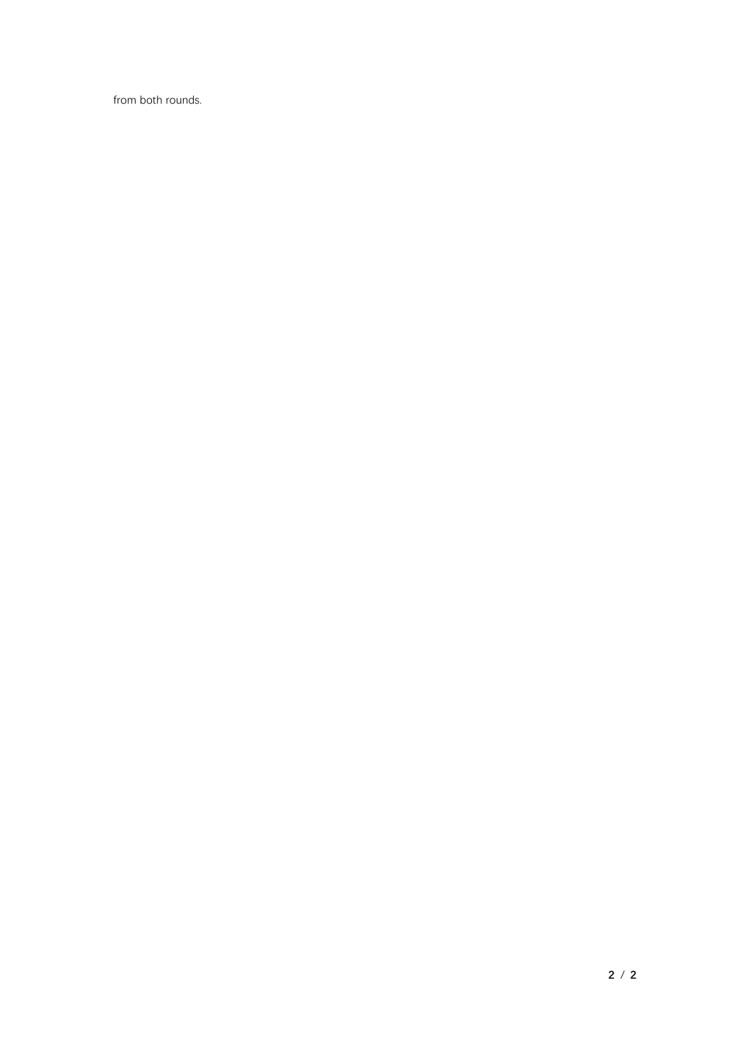from both rounds.